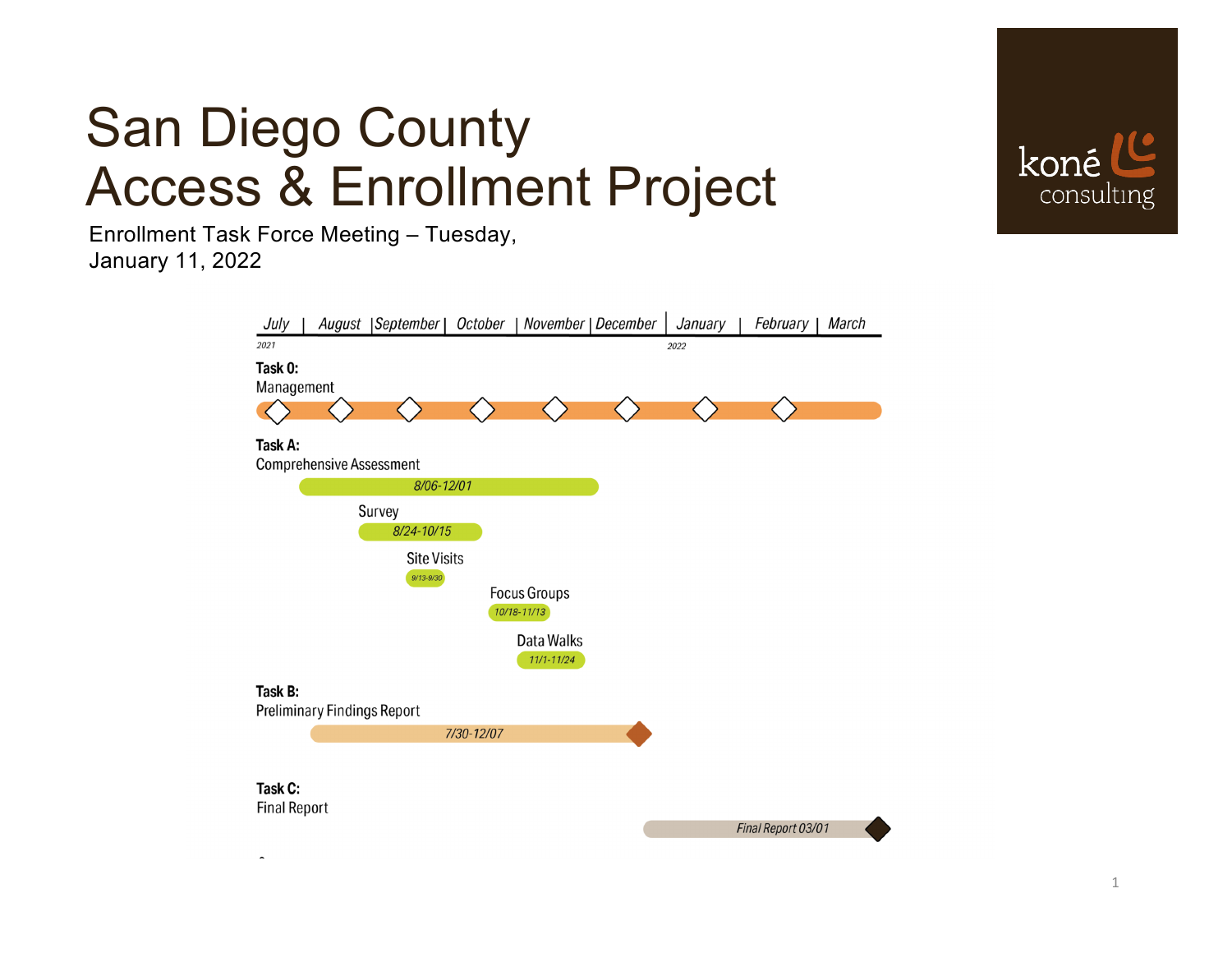# San Diego County Access & Enrollment Project

Enrollment Task Force Meeting – Tuesday, January 11, 2022

koné consulting

July | August | September | October | November | December | January | February | March

2021 ... 2022

**Task 0:**
Management

**Task A:**
Comprehensive Assessment
8/06-12/01

Survey
8/24-10/15

Site Visits
9/13-9/30

Focus Groups
10/18-11/13

Data Walks
11/1-11/24

**Task B:**
Preliminary Findings Report
7/30-12/07

**Task C:**
Final Report
Final Report 03/01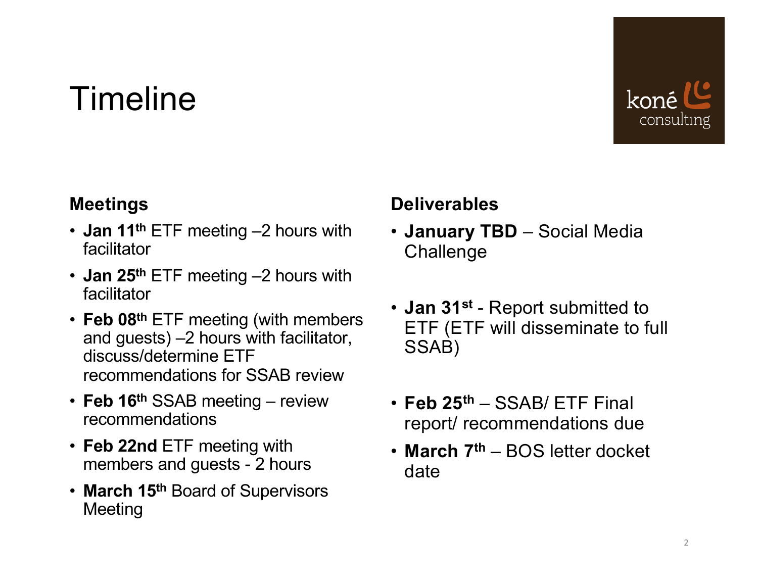# Timeline

### Meetings

- **Jan 11th** ETF meeting –2 hours with facilitator
- **Jan 25th** ETF meeting –2 hours with facilitator
- **Feb 08th** ETF meeting (with members and guests) –2 hours with facilitator, discuss/determine ETF recommendations for SSAB review
- **Feb 16th** SSAB meeting – review recommendations
- **Feb 22nd** ETF meeting with members and guests - 2 hours
- **March 15th** Board of Supervisors Meeting

### Deliverables

- **January TBD** – Social Media Challenge
- **Jan 31st** - Report submitted to ETF (ETF will disseminate to full SSAB)
- **Feb 25th** – SSAB/ ETF Final report/ recommendations due
- **March 7th** – BOS letter docket date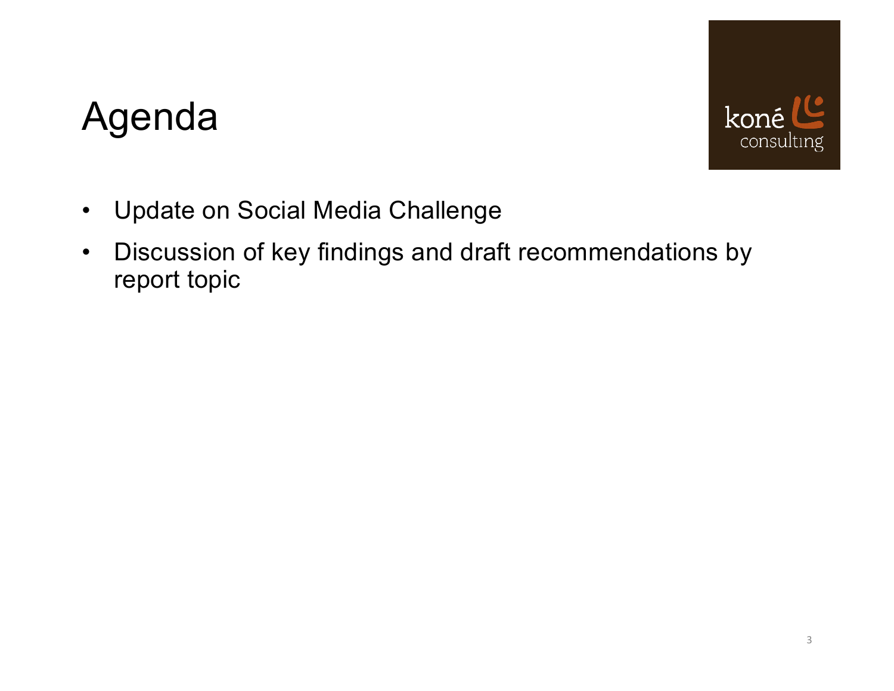# Agenda

- Update on Social Media Challenge
- Discussion of key findings and draft recommendations by report topic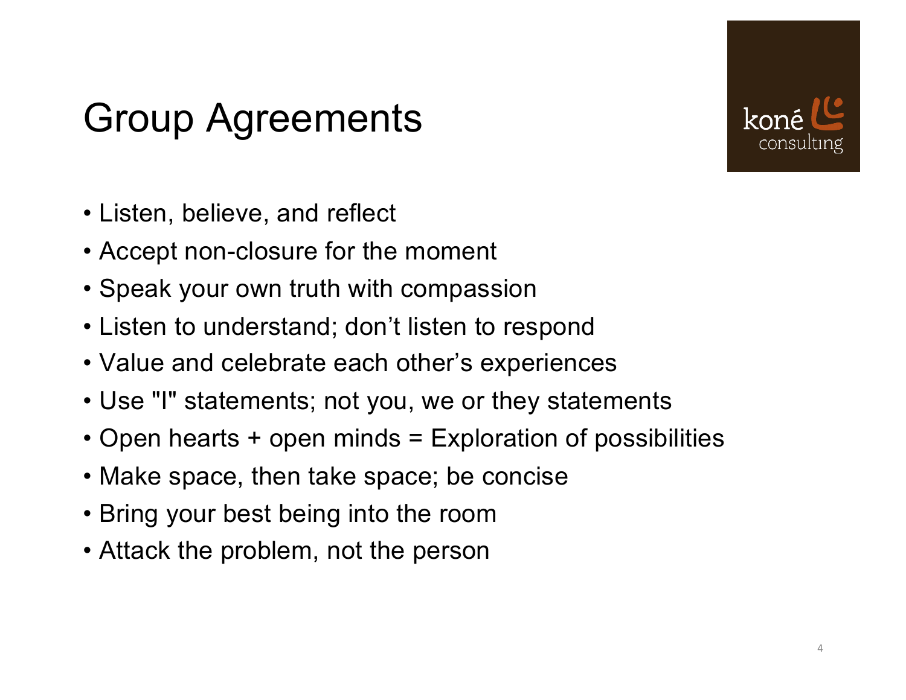# Group Agreements

- Listen, believe, and reflect
- Accept non-closure for the moment
- Speak your own truth with compassion
- Listen to understand; don't listen to respond
- Value and celebrate each other's experiences
- Use "I" statements; not you, we or they statements
- Open hearts + open minds = Exploration of possibilities
- Make space, then take space; be concise
- Bring your best being into the room
- Attack the problem, not the person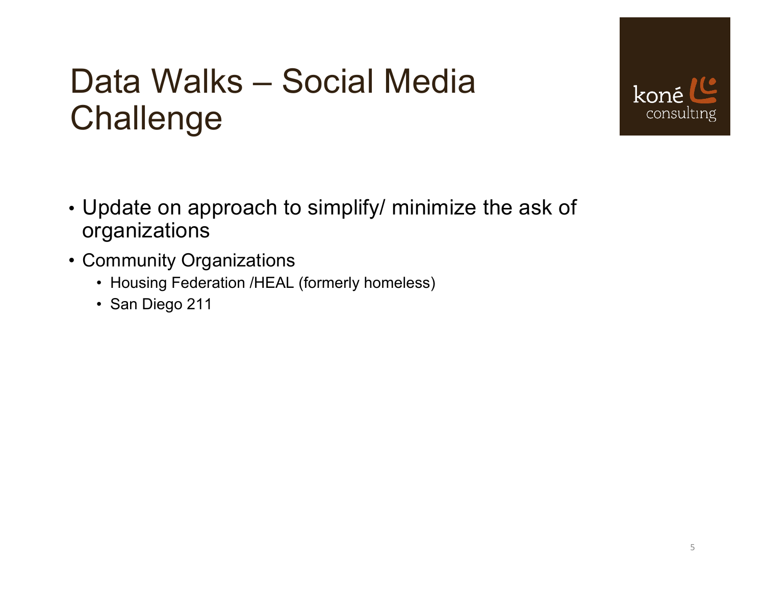# Data Walks – Social Media Challenge

- Update on approach to simplify/ minimize the ask of organizations
- Community Organizations
  - Housing Federation /HEAL (formerly homeless)
  - San Diego 211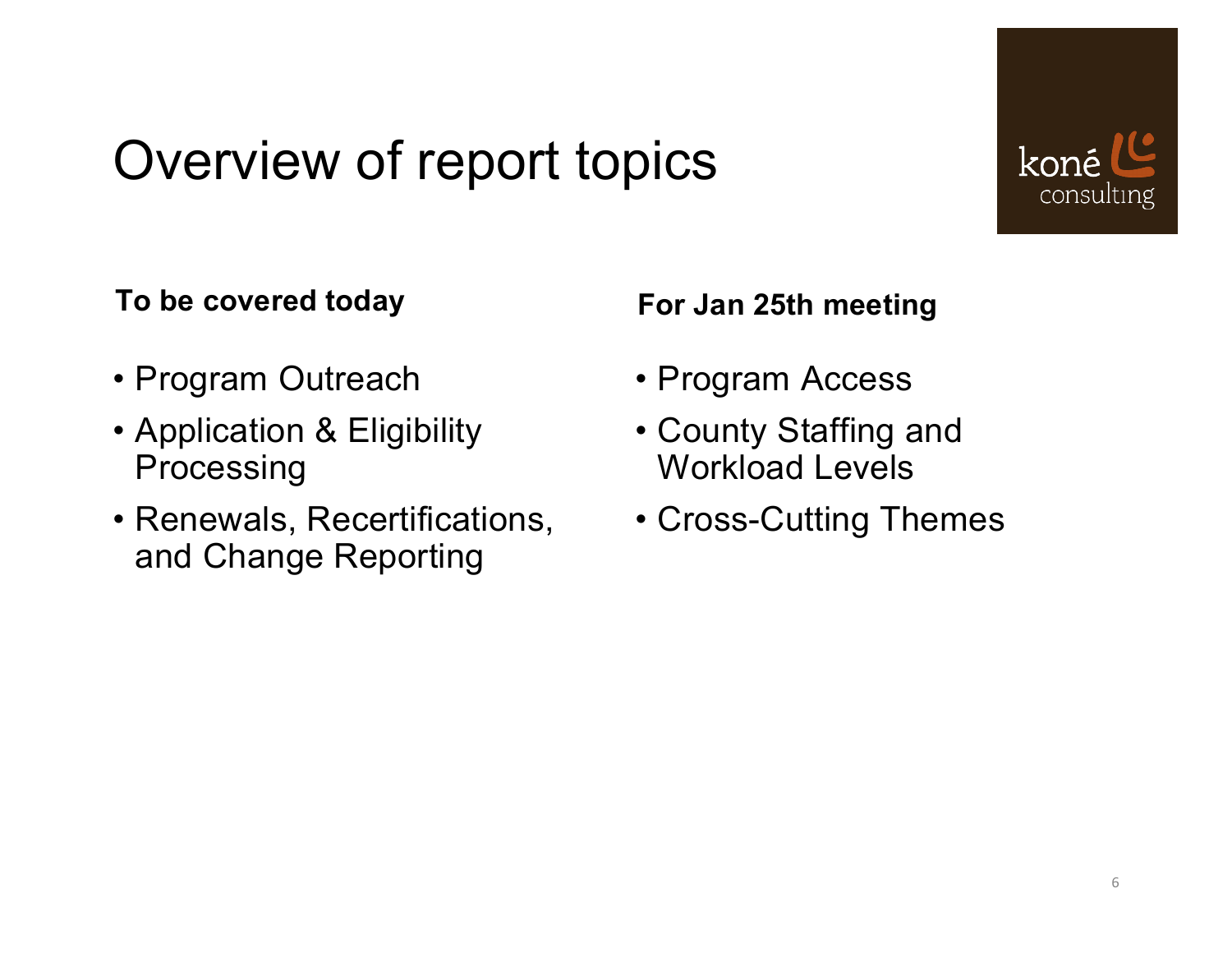# Overview of report topics

**To be covered today**

- Program Outreach
- Application & Eligibility Processing
- Renewals, Recertifications, and Change Reporting

**For Jan 25th meeting**

- Program Access
- County Staffing and Workload Levels
- Cross-Cutting Themes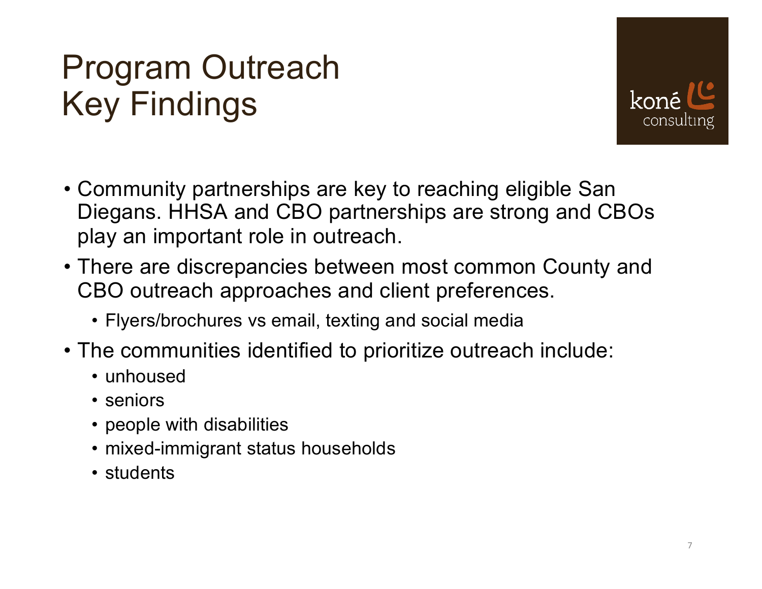# Program Outreach Key Findings

- Community partnerships are key to reaching eligible San Diegans. HHSA and CBO partnerships are strong and CBOs play an important role in outreach.
- There are discrepancies between most common County and CBO outreach approaches and client preferences.
  - Flyers/brochures vs email, texting and social media
- The communities identified to prioritize outreach include:
  - unhoused
  - seniors
  - people with disabilities
  - mixed-immigrant status households
  - students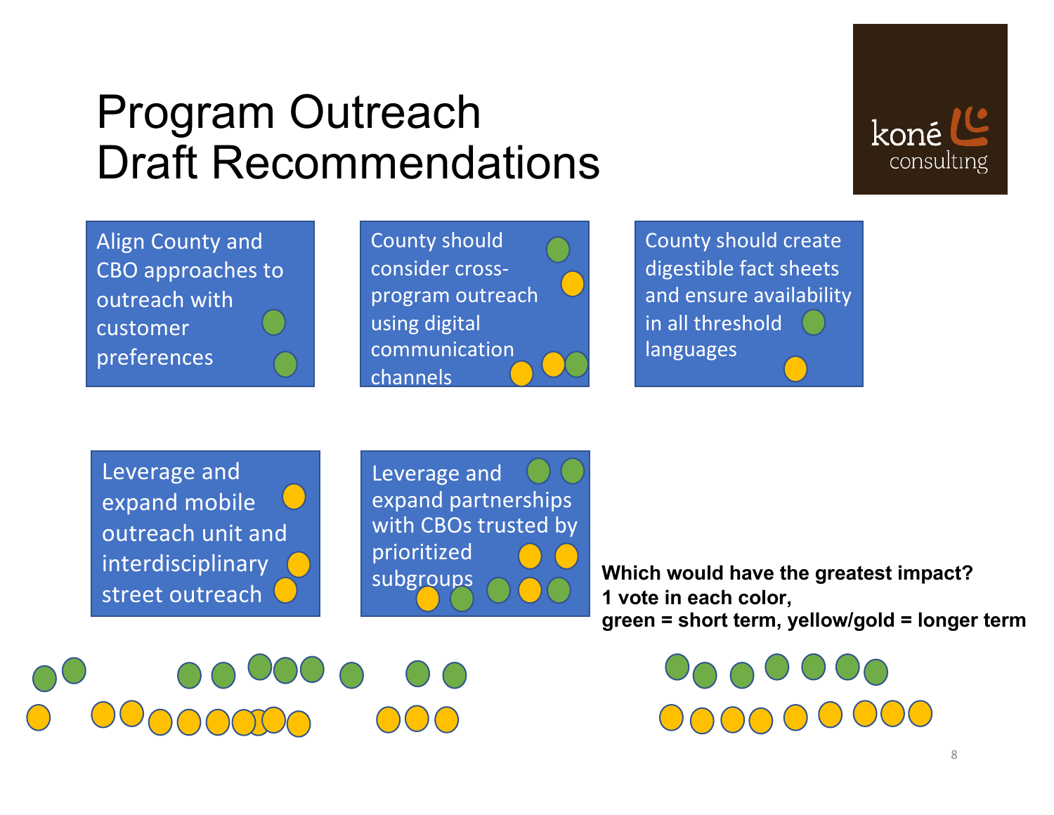# Program Outreach Draft Recommendations

- Align County and CBO approaches to outreach with customer preferences
- County should consider cross-program outreach using digital communication channels
- County should create digestible fact sheets and ensure availability in all threshold languages
- Leverage and expand mobile outreach unit and interdisciplinary street outreach
- Leverage and expand partnerships with CBOs trusted by prioritized subgroups

**Which would have the greatest impact?**
**1 vote in each color,**
**green = short term, yellow/gold = longer term**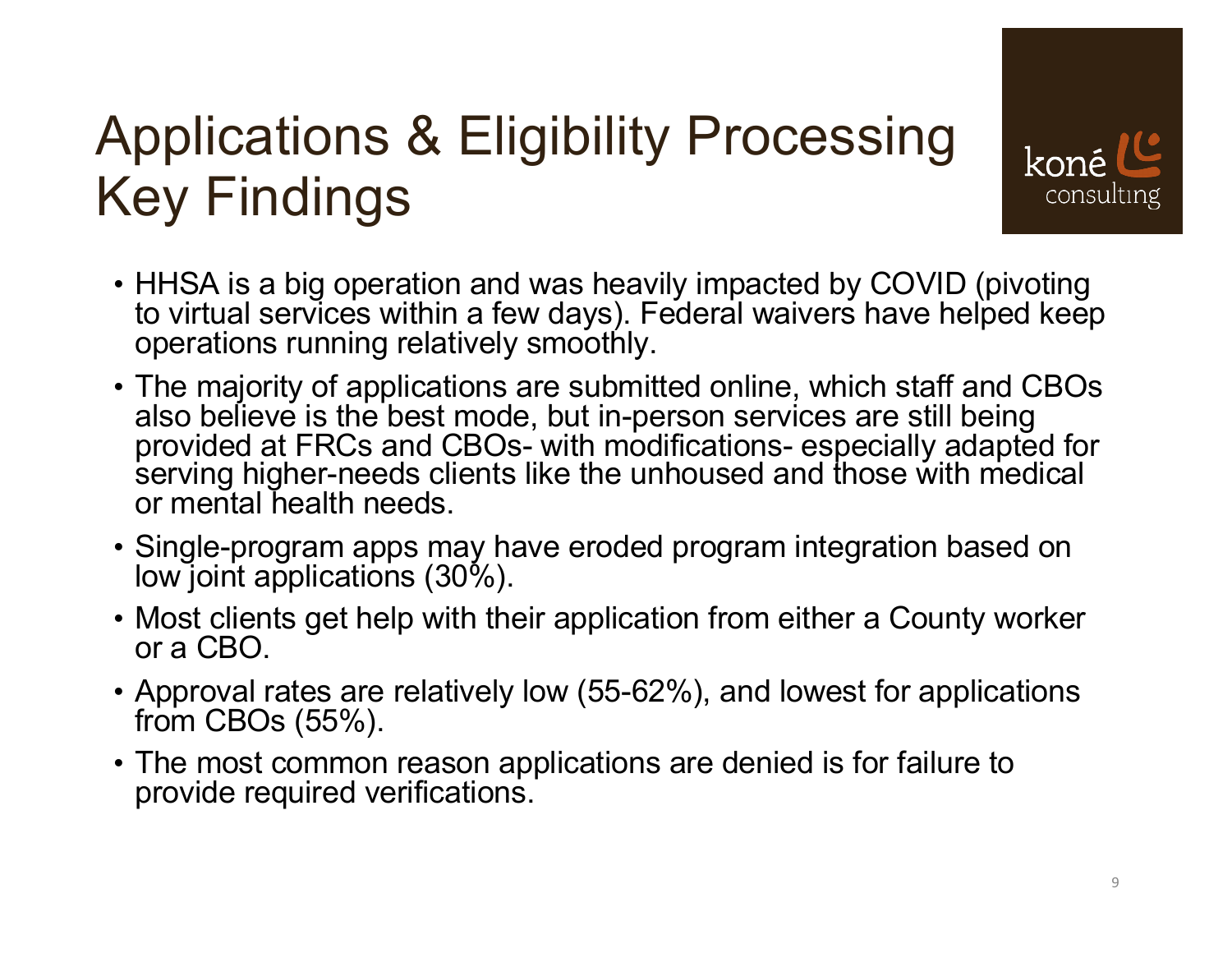# Applications & Eligibility Processing Key Findings

- HHSA is a big operation and was heavily impacted by COVID (pivoting to virtual services within a few days). Federal waivers have helped keep operations running relatively smoothly.
- The majority of applications are submitted online, which staff and CBOs also believe is the best mode, but in-person services are still being provided at FRCs and CBOs- with modifications- especially adapted for serving higher-needs clients like the unhoused and those with medical or mental health needs.
- Single-program apps may have eroded program integration based on low joint applications (30%).
- Most clients get help with their application from either a County worker or a CBO.
- Approval rates are relatively low (55-62%), and lowest for applications from CBOs (55%).
- The most common reason applications are denied is for failure to provide required verifications.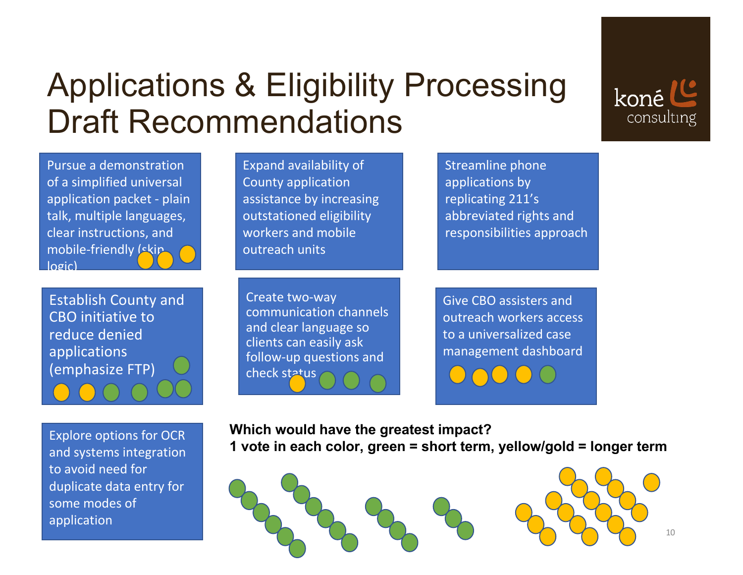# Applications & Eligibility Processing Draft Recommendations

kioné consulting

- Pursue a demonstration of a simplified universal application packet - plain talk, multiple languages, clear instructions, and mobile-friendly (skip logic)
- Expand availability of County application assistance by increasing outstationed eligibility workers and mobile outreach units
- Streamline phone applications by replicating 211's abbreviated rights and responsibilities approach
- Establish County and CBO initiative to reduce denied applications (emphasize FTP)
- Create two-way communication channels and clear language so clients can easily ask follow-up questions and check status
- Give CBO assisters and outreach workers access to a universalized case management dashboard
- Explore options for OCR and systems integration to avoid need for duplicate data entry for some modes of application

**Which would have the greatest impact?**
**1 vote in each color, green = short term, yellow/gold = longer term**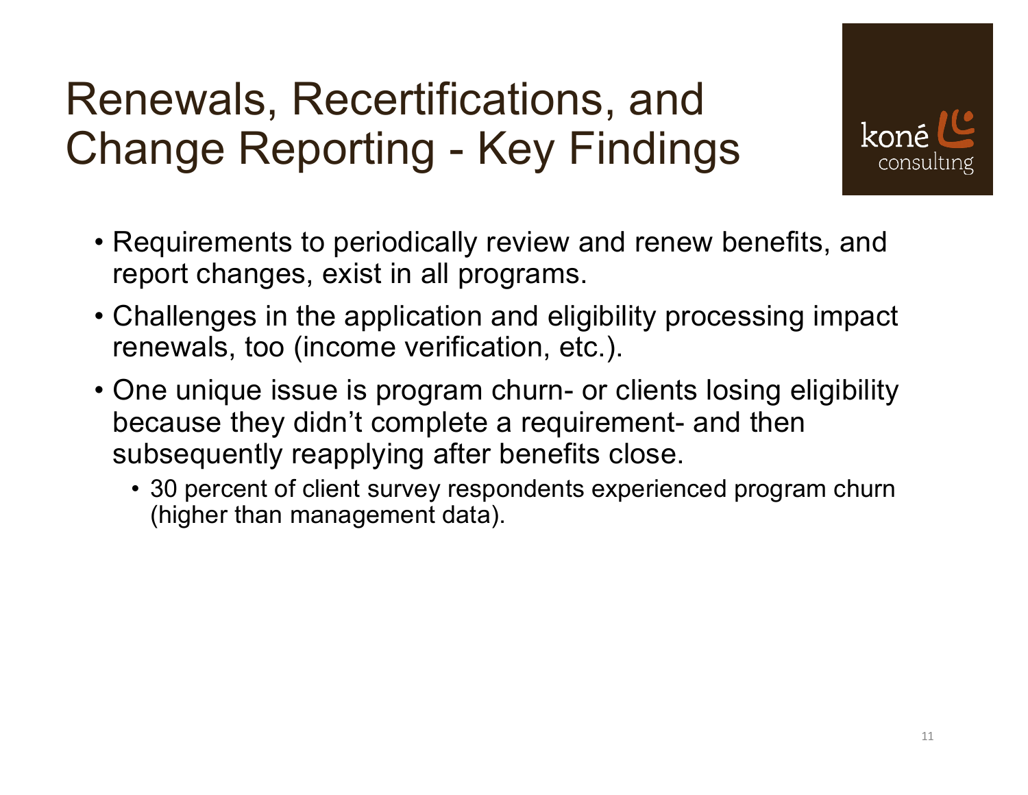# Renewals, Recertifications, and Change Reporting - Key Findings

- Requirements to periodically review and renew benefits, and report changes, exist in all programs.
- Challenges in the application and eligibility processing impact renewals, too (income verification, etc.).
- One unique issue is program churn- or clients losing eligibility because they didn't complete a requirement- and then subsequently reapplying after benefits close.
  - 30 percent of client survey respondents experienced program churn (higher than management data).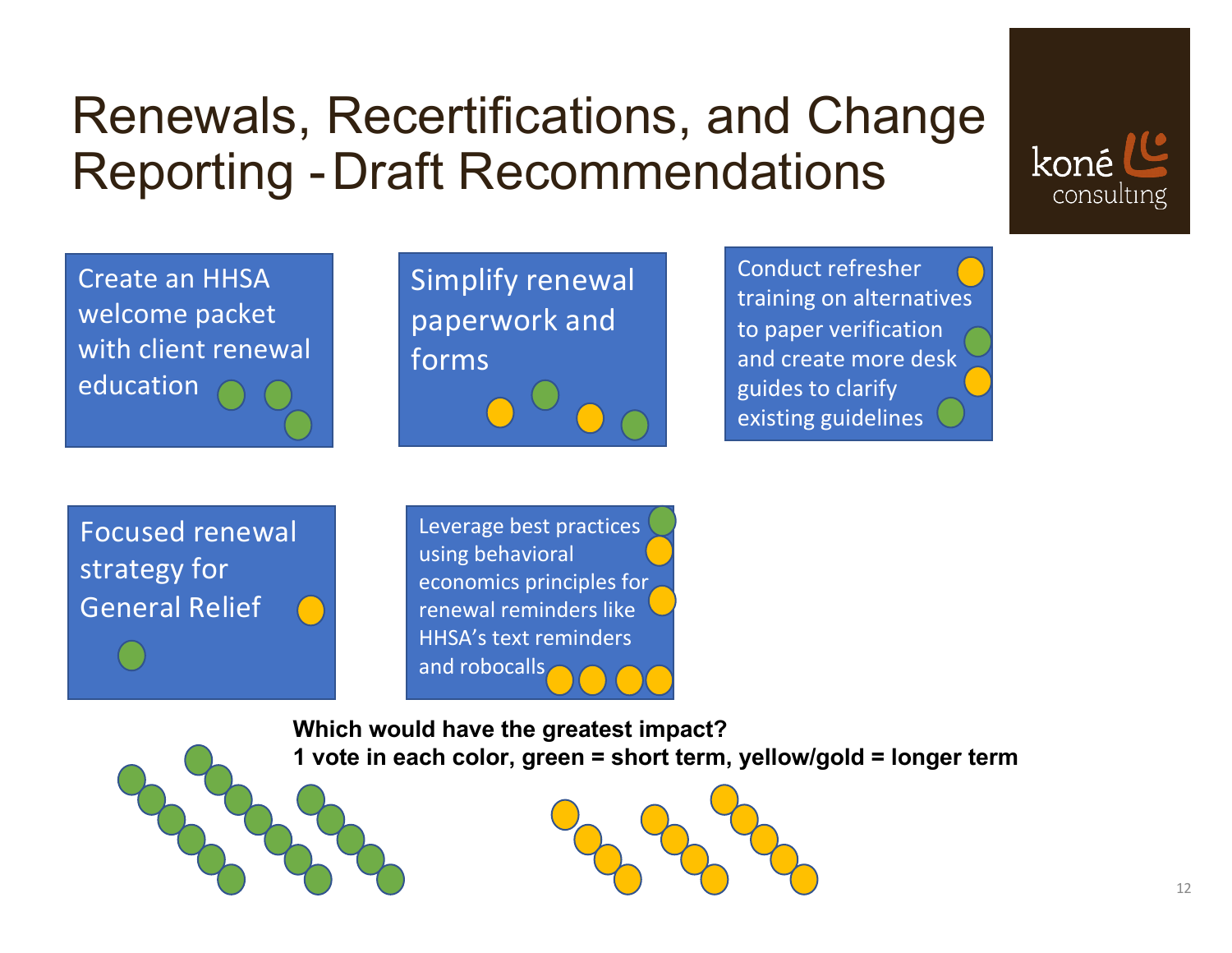# Renewals, Recertifications, and Change Reporting - Draft Recommendations

kóné consulting

- Create an HHSA welcome packet with client renewal education
- Simplify renewal paperwork and forms
- Conduct refresher training on alternatives to paper verification and create more desk guides to clarify existing guidelines
- Focused renewal strategy for General Relief
- Leverage best practices using behavioral economics principles for renewal reminders like HHSA's text reminders and robocalls

**Which would have the greatest impact?**
**1 vote in each color, green = short term, yellow/gold = longer term**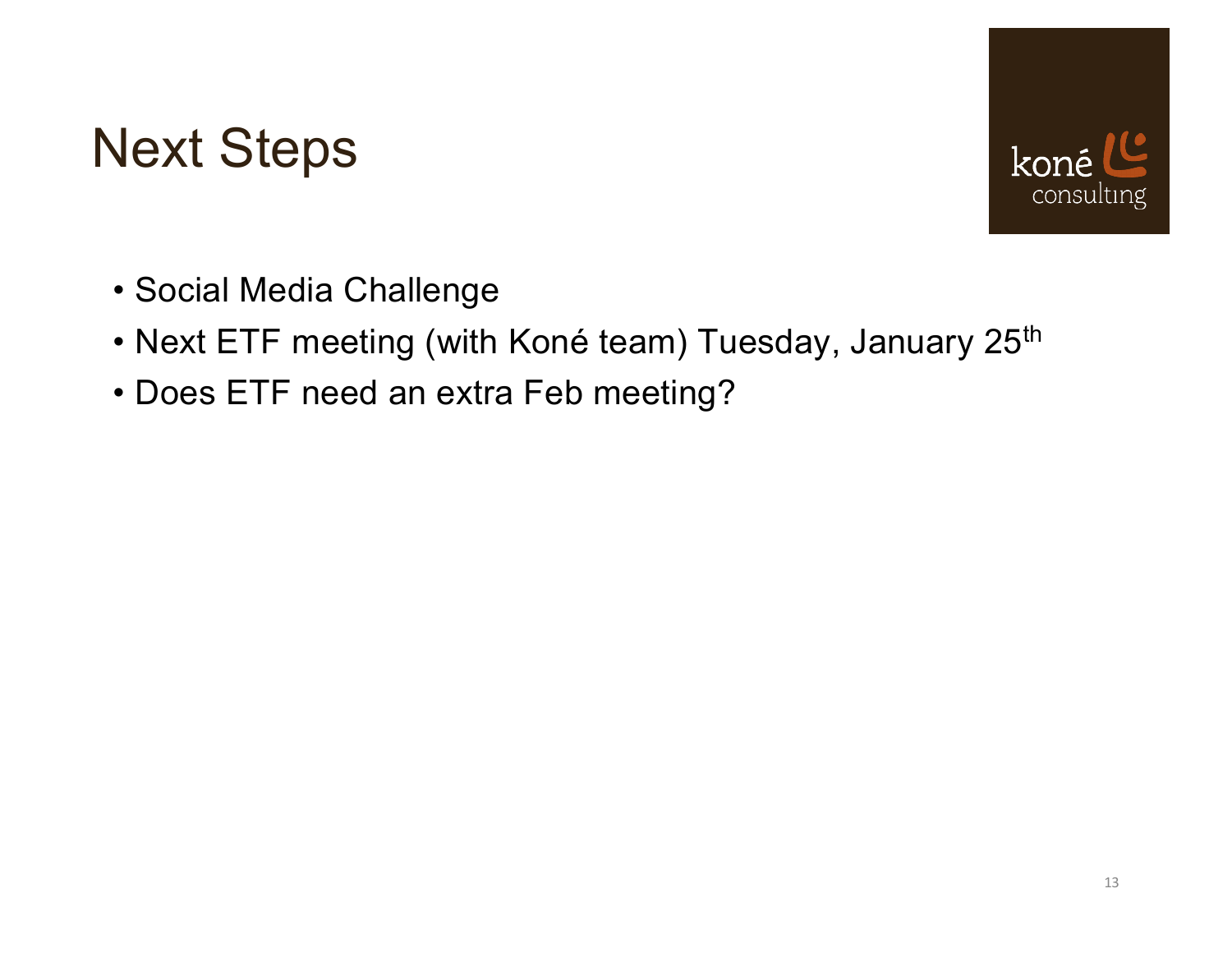# Next Steps

- Social Media Challenge
- Next ETF meeting (with Koné team) Tuesday, January 25th
- Does ETF need an extra Feb meeting?